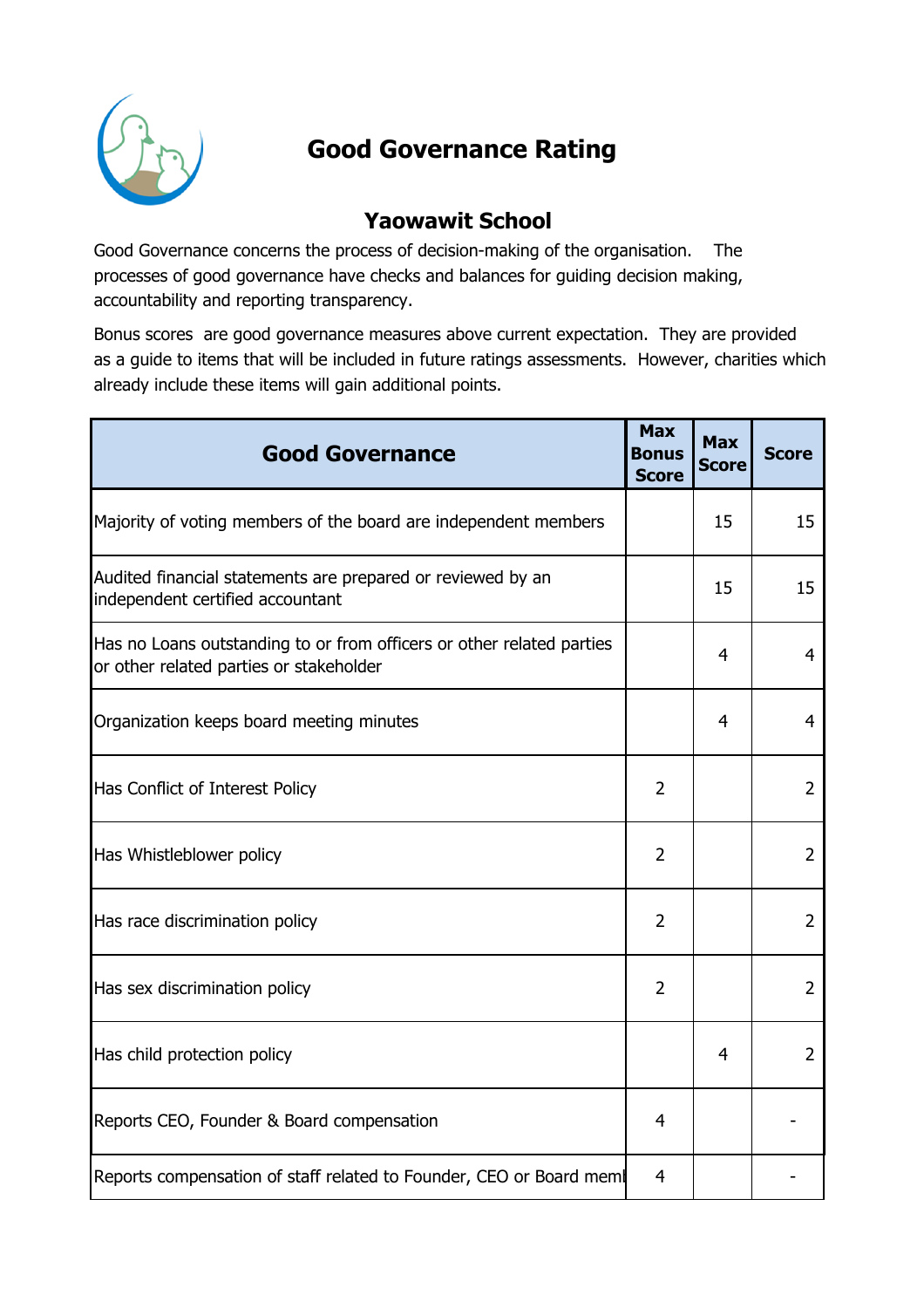# Good Governance Rating

## Yaowawit School

Good Governance concerns the process of decision-making of the organisation. The processes of good governance have checks and balances for guiding decision making, accountability and reporting transparency.

Bonus scores are good governance measures above current expectation. They are provided as a guide to items that will be included in future ratings assessments. However, charities which already include these items will gain additional points.

| Good Governance | Max Bonus Score | Max Score | Score |
|---|---|---|---|
| Majority of voting members of the board are independent members | | 15 | 15 |
| Audited financial statements are prepared or reviewed by an independent certified accountant | | 15 | 15 |
| Has no Loans outstanding to or from officers or other related parties or other related parties or stakeholder | | 4 | 4 |
| Organization keeps board meeting minutes | | 4 | 4 |
| Has Conflict of Interest Policy | 2 | | 2 |
| Has Whistleblower policy | 2 | | 2 |
| Has race discrimination policy | 2 | | 2 |
| Has sex discrimination policy | 2 | | 2 |
| Has child protection policy | | 4 | 2 |
| Reports CEO, Founder & Board compensation | 4 | | - |
| Reports compensation of staff related to Founder, CEO or Board meml | 4 | | - |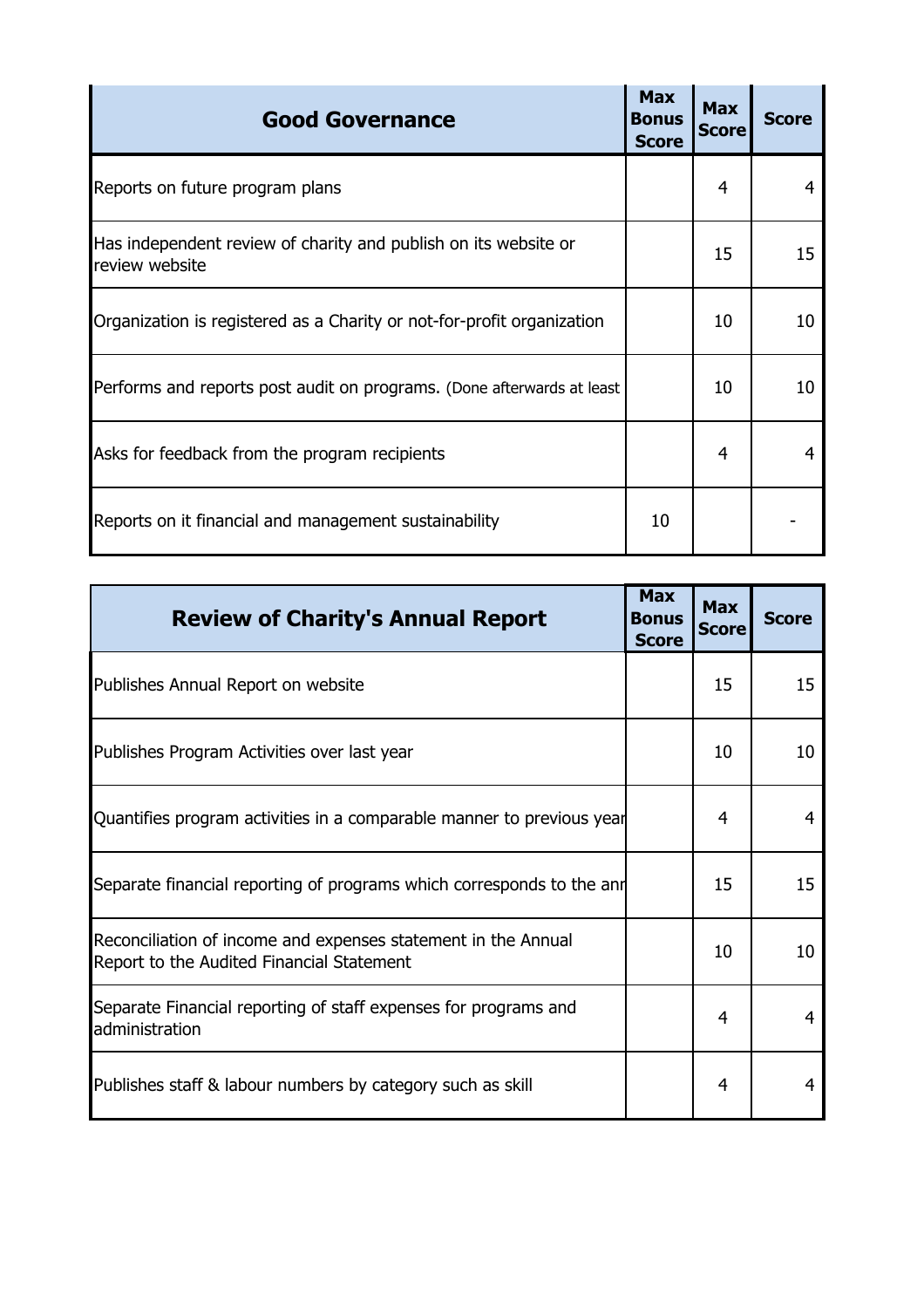| Good Governance | Max Bonus Score | Max Score | Score |
|---|---|---|---|
| Reports on future program plans | | 4 | 4 |
| Has independent review of charity and publish on its website or review website | | 15 | 15 |
| Organization is registered as a Charity or not-for-profit organization | | 10 | 10 |
| Performs and reports post audit on programs. (Done afterwards at least | | 10 | 10 |
| Asks for feedback from the program recipients | | 4 | 4 |
| Reports on it financial and management sustainability | 10 | | - |

| Review of Charity's Annual Report | Max Bonus Score | Max Score | Score |
|---|---|---|---|
| Publishes Annual Report on website | | 15 | 15 |
| Publishes Program Activities over last year | | 10 | 10 |
| Quantifies program activities in a comparable manner to previous year | | 4 | 4 |
| Separate financial reporting of programs which corresponds to the ann | | 15 | 15 |
| Reconciliation of income and expenses statement in the Annual Report to the Audited Financial Statement | | 10 | 10 |
| Separate Financial reporting of staff expenses for programs and administration | | 4 | 4 |
| Publishes staff & labour numbers by category such as skill | | 4 | 4 |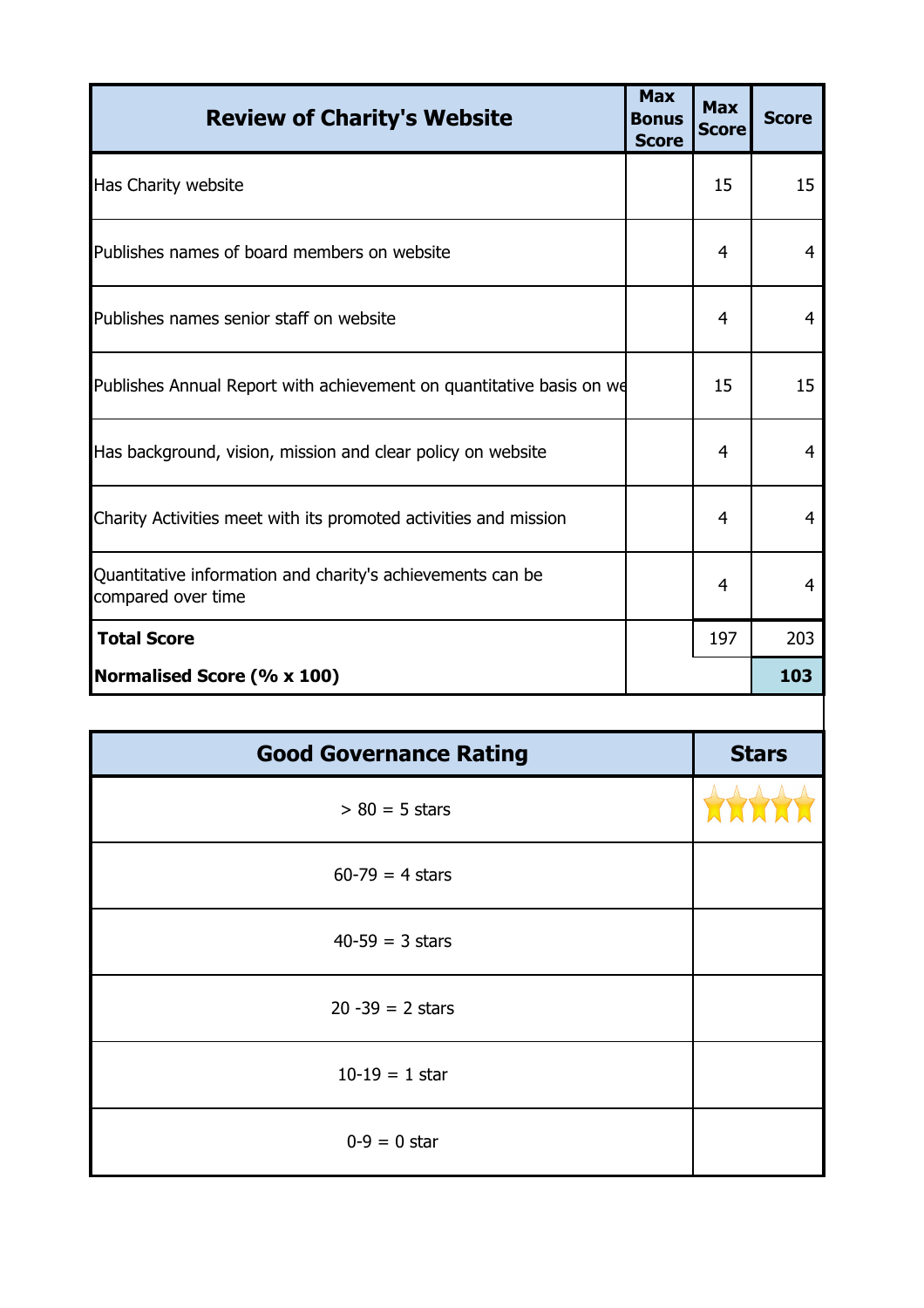| Review of Charity's Website | Max Bonus Score | Max Score | Score |
|---|---|---|---|
| Has Charity website | | 15 | 15 |
| Publishes names of board members on website | | 4 | 4 |
| Publishes names senior staff on website | | 4 | 4 |
| Publishes Annual Report with achievement on quantitative basis on we | | 15 | 15 |
| Has background, vision, mission and clear policy on website | | 4 | 4 |
| Charity Activities meet with its promoted activities and mission | | 4 | 4 |
| Quantitative information and charity's achievements can be compared over time | | 4 | 4 |
| **Total Score** | | 197 | 203 |
| **Normalised Score (% x 100)** | | | **103** |

| Good Governance Rating | Stars |
|---|---|
| > 80 = 5 stars | ★★★★★ |
| 60-79 = 4 stars | |
| 40-59 = 3 stars | |
| 20 -39 = 2 stars | |
| 10-19 = 1 star | |
| 0-9 = 0 star | |